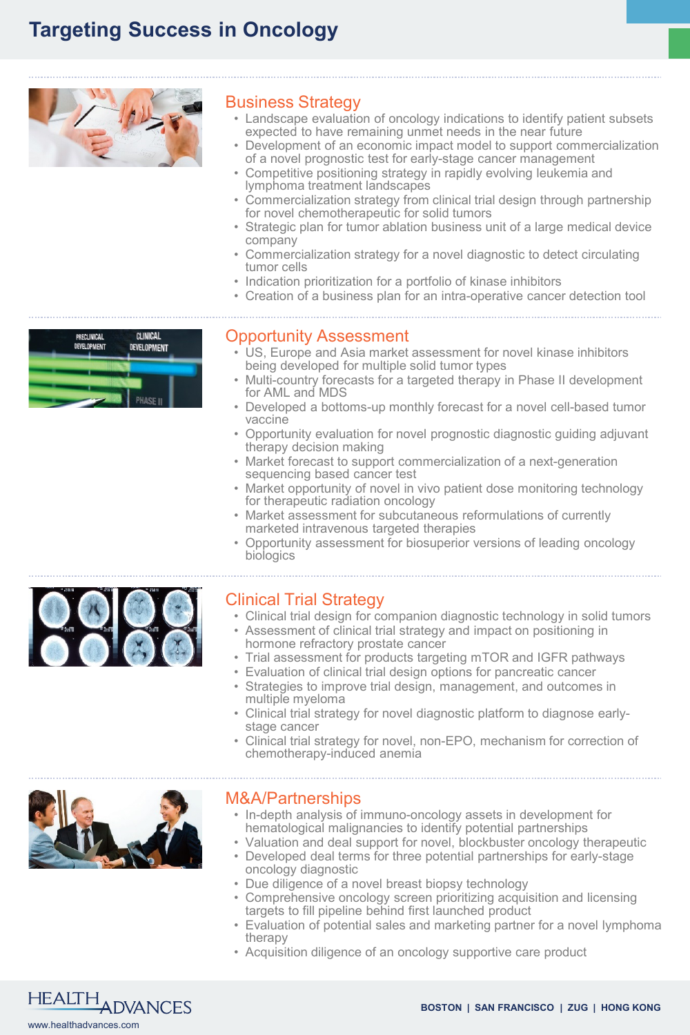# Targeting Success in Oncology

## Business Strategy

- Landscape evaluation of oncology indications to identify patient subsets expected to have remaining unmet needs in the near future
- Development of an economic impact model to support commercialization of a novel prognostic test for early-stage cancer management
- Competitive positioning strategy in rapidly evolving leukemia and lymphoma treatment landscapes
- Commercialization strategy from clinical trial design through partnership for novel chemotherapeutic for solid tumors
- Strategic plan for tumor ablation business unit of a large medical device company
- Commercialization strategy for a novel diagnostic to detect circulating tumor cells
- Indication prioritization for a portfolio of kinase inhibitors
- Creation of a business plan for an intra-operative cancer detection tool

## Opportunity Assessment

- US, Europe and Asia market assessment for novel kinase inhibitors being developed for multiple solid tumor types
- Multi-country forecasts for a targeted therapy in Phase II development for AML and MDS
- Developed a bottoms-up monthly forecast for a novel cell-based tumor vaccine
- Opportunity evaluation for novel prognostic diagnostic guiding adjuvant therapy decision making
- Market forecast to support commercialization of a next-generation sequencing based cancer test
- Market opportunity of novel in vivo patient dose monitoring technology for therapeutic radiation oncology
- Market assessment for subcutaneous reformulations of currently marketed intravenous targeted therapies
- Opportunity assessment for biosuperior versions of leading oncology biologics

## Clinical Trial Strategy

- Clinical trial design for companion diagnostic technology in solid tumors
- Assessment of clinical trial strategy and impact on positioning in hormone refractory prostate cancer
- Trial assessment for products targeting mTOR and IGFR pathways
- Evaluation of clinical trial design options for pancreatic cancer
- Strategies to improve trial design, management, and outcomes in multiple myeloma
- Clinical trial strategy for novel diagnostic platform to diagnose early-stage cancer
- Clinical trial strategy for novel, non-EPO, mechanism for correction of chemotherapy-induced anemia

## M&A/Partnerships

- In-depth analysis of immuno-oncology assets in development for hematological malignancies to identify potential partnerships
- Valuation and deal support for novel, blockbuster oncology therapeutic
- Developed deal terms for three potential partnerships for early-stage oncology diagnostic
- Due diligence of a novel breast biopsy technology
- Comprehensive oncology screen prioritizing acquisition and licensing targets to fill pipeline behind first launched product
- Evaluation of potential sales and marketing partner for a novel lymphoma therapy
- Acquisition diligence of an oncology supportive care product

HEALTH ADVANCES

www.healthadvances.com

**BOSTON | SAN FRANCISCO | ZUG | HONG KONG**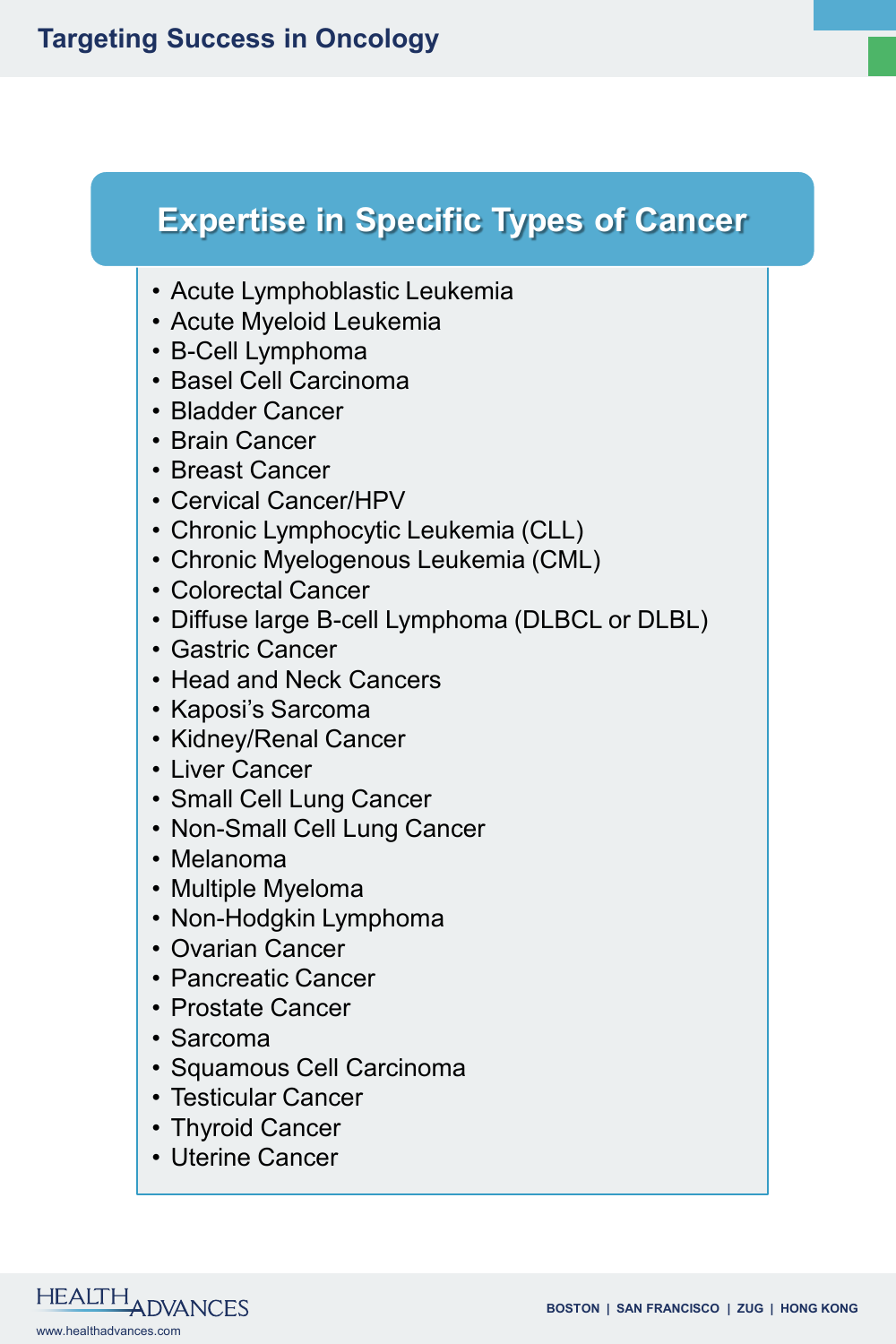## Expertise in Specific Types of Cancer

- Acute Lymphoblastic Leukemia
- Acute Myeloid Leukemia
- B-Cell Lymphoma
- Basel Cell Carcinoma
- Bladder Cancer
- Brain Cancer
- Breast Cancer
- Cervical Cancer/HPV
- Chronic Lymphocytic Leukemia (CLL)
- Chronic Myelogenous Leukemia (CML)
- Colorectal Cancer
- Diffuse large B-cell Lymphoma (DLBCL or DLBL)
- Gastric Cancer
- Head and Neck Cancers
- Kaposi's Sarcoma
- Kidney/Renal Cancer
- Liver Cancer
- Small Cell Lung Cancer
- Non-Small Cell Lung Cancer
- Melanoma
- Multiple Myeloma
- Non-Hodgkin Lymphoma
- Ovarian Cancer
- Pancreatic Cancer
- Prostate Cancer
- Sarcoma
- Squamous Cell Carcinoma
- Testicular Cancer
- Thyroid Cancer
- Uterine Cancer